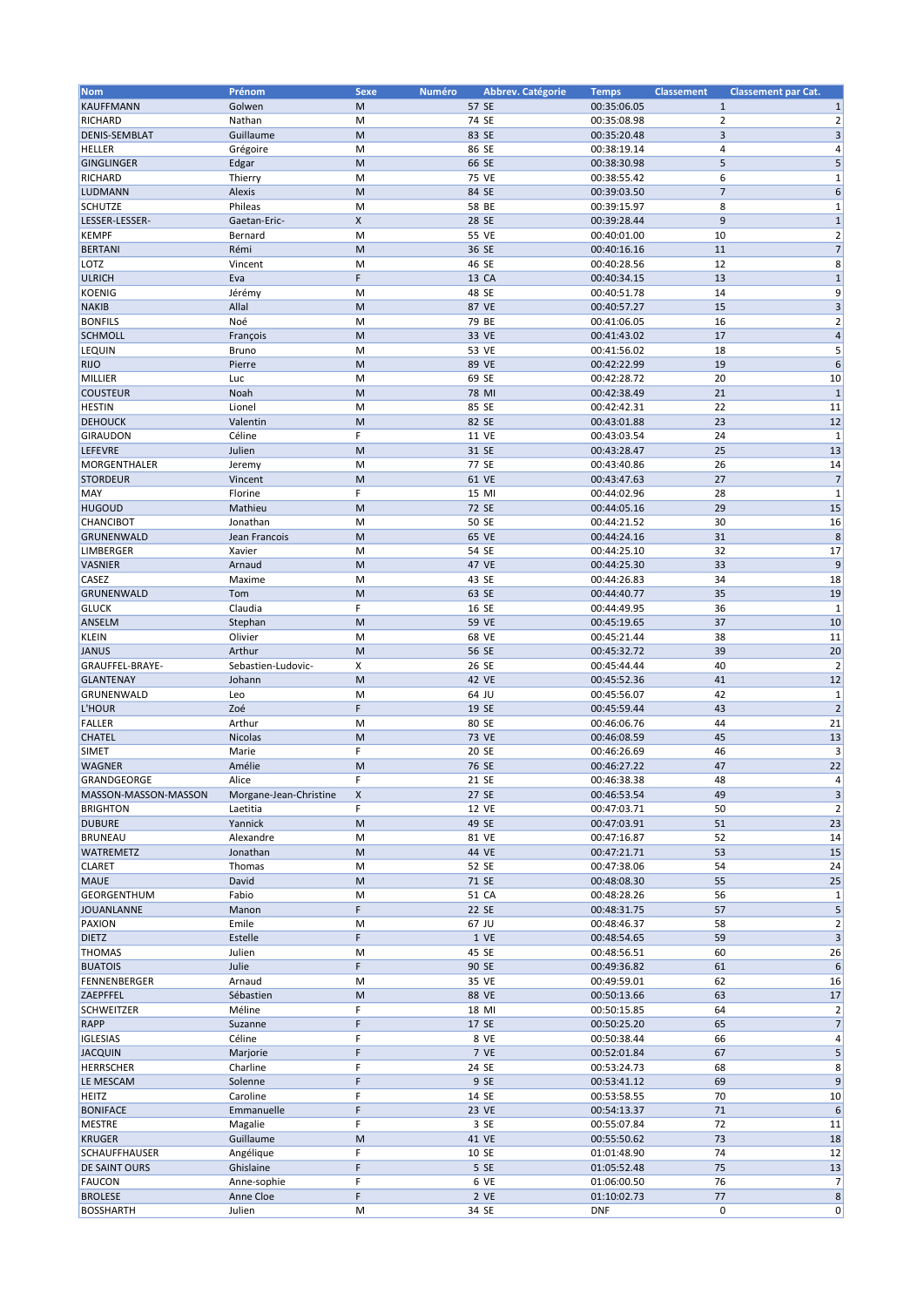| Nom | Prénom | Sexe | Numéro | Abbrev. Catégorie | Temps | Classement | Classement par Cat. |
|---|---|---|---|---|---|---|---|
| KAUFFMANN | Golwen | M | 57 | SE | 00:35:06.05 | 1 | 1 |
| RICHARD | Nathan | M | 74 | SE | 00:35:08.98 | 2 | 2 |
| DENIS-SEMBLAT | Guillaume | M | 83 | SE | 00:35:20.48 | 3 | 3 |
| HELLER | Grégoire | M | 86 | SE | 00:38:19.14 | 4 | 4 |
| GINGLINGER | Edgar | M | 66 | SE | 00:38:30.98 | 5 | 5 |
| RICHARD | Thierry | M | 75 | VE | 00:38:55.42 | 6 | 1 |
| LUDMANN | Alexis | M | 84 | SE | 00:39:03.50 | 7 | 6 |
| SCHUTZE | Phileas | M | 58 | BE | 00:39:15.97 | 8 | 1 |
| LESSER-LESSER- | Gaetan-Eric- | X | 28 | SE | 00:39:28.44 | 9 | 1 |
| KEMPF | Bernard | M | 55 | VE | 00:40:01.00 | 10 | 2 |
| BERTANI | Rémi | M | 36 | SE | 00:40:16.16 | 11 | 7 |
| LOTZ | Vincent | M | 46 | SE | 00:40:28.56 | 12 | 8 |
| ULRICH | Eva | F | 13 | CA | 00:40:34.15 | 13 | 1 |
| KOENIG | Jérémy | M | 48 | SE | 00:40:51.78 | 14 | 9 |
| NAKIB | Allal | M | 87 | VE | 00:40:57.27 | 15 | 3 |
| BONFILS | Noé | M | 79 | BE | 00:41:06.05 | 16 | 2 |
| SCHMOLL | François | M | 33 | VE | 00:41:43.02 | 17 | 4 |
| LEQUIN | Bruno | M | 53 | VE | 00:41:56.02 | 18 | 5 |
| RIJO | Pierre | M | 89 | VE | 00:42:22.99 | 19 | 6 |
| MILLIER | Luc | M | 69 | SE | 00:42:28.72 | 20 | 10 |
| COUSTEUR | Noah | M | 78 | MI | 00:42:38.49 | 21 | 1 |
| HESTIN | Lionel | M | 85 | SE | 00:42:42.31 | 22 | 11 |
| DEHOUCK | Valentin | M | 82 | SE | 00:43:01.88 | 23 | 12 |
| GIRAUDON | Céline | F | 11 | VE | 00:43:03.54 | 24 | 1 |
| LEFEVRE | Julien | M | 31 | SE | 00:43:28.47 | 25 | 13 |
| MORGENTHALER | Jeremy | M | 77 | SE | 00:43:40.86 | 26 | 14 |
| STORDEUR | Vincent | M | 61 | VE | 00:43:47.63 | 27 | 7 |
| MAY | Florine | F | 15 | MI | 00:44:02.96 | 28 | 1 |
| HUGOUD | Mathieu | M | 72 | SE | 00:44:05.16 | 29 | 15 |
| CHANCIBOT | Jonathan | M | 50 | SE | 00:44:21.52 | 30 | 16 |
| GRUNENWALD | Jean Francois | M | 65 | VE | 00:44:24.16 | 31 | 8 |
| LIMBERGER | Xavier | M | 54 | SE | 00:44:25.10 | 32 | 17 |
| VASNIER | Arnaud | M | 47 | VE | 00:44:25.30 | 33 | 9 |
| CASEZ | Maxime | M | 43 | SE | 00:44:26.83 | 34 | 18 |
| GRUNENWALD | Tom | M | 63 | SE | 00:44:40.77 | 35 | 19 |
| GLUCK | Claudia | F | 16 | SE | 00:44:49.95 | 36 | 1 |
| ANSELM | Stephan | M | 59 | VE | 00:45:19.65 | 37 | 10 |
| KLEIN | Olivier | M | 68 | VE | 00:45:21.44 | 38 | 11 |
| JANUS | Arthur | M | 56 | SE | 00:45:32.72 | 39 | 20 |
| GRAUFFEL-BRAYE- | Sebastien-Ludovic- | X | 26 | SE | 00:45:44.44 | 40 | 2 |
| GLANTENAY | Johann | M | 42 | VE | 00:45:52.36 | 41 | 12 |
| GRUNENWALD | Leo | M | 64 | JU | 00:45:56.07 | 42 | 1 |
| L'HOUR | Zoé | F | 19 | SE | 00:45:59.44 | 43 | 2 |
| FALLER | Arthur | M | 80 | SE | 00:46:06.76 | 44 | 21 |
| CHATEL | Nicolas | M | 73 | VE | 00:46:08.59 | 45 | 13 |
| SIMET | Marie | F | 20 | SE | 00:46:26.69 | 46 | 3 |
| WAGNER | Amélie | M | 76 | SE | 00:46:27.22 | 47 | 22 |
| GRANDGEORGE | Alice | F | 21 | SE | 00:46:38.38 | 48 | 4 |
| MASSON-MASSON-MASSON | Morgane-Jean-Christine | X | 27 | SE | 00:46:53.54 | 49 | 3 |
| BRIGHTON | Laetitia | F | 12 | VE | 00:47:03.71 | 50 | 2 |
| DUBURE | Yannick | M | 49 | SE | 00:47:03.91 | 51 | 23 |
| BRUNEAU | Alexandre | M | 81 | VE | 00:47:16.87 | 52 | 14 |
| WATREMETZ | Jonathan | M | 44 | VE | 00:47:21.71 | 53 | 15 |
| CLARET | Thomas | M | 52 | SE | 00:47:38.06 | 54 | 24 |
| MAUE | David | M | 71 | SE | 00:48:08.30 | 55 | 25 |
| GEORGENTHUM | Fabio | M | 51 | CA | 00:48:28.26 | 56 | 1 |
| JOUANLANNE | Manon | F | 22 | SE | 00:48:31.75 | 57 | 5 |
| PAXION | Emile | M | 67 | JU | 00:48:46.37 | 58 | 2 |
| DIETZ | Estelle | F | 1 | VE | 00:48:54.65 | 59 | 3 |
| THOMAS | Julien | M | 45 | SE | 00:48:56.51 | 60 | 26 |
| BUATOIS | Julie | F | 90 | SE | 00:49:36.82 | 61 | 6 |
| FENNENBERGER | Arnaud | M | 35 | VE | 00:49:59.01 | 62 | 16 |
| ZAEPFFEL | Sébastien | M | 88 | VE | 00:50:13.66 | 63 | 17 |
| SCHWEITZER | Méline | F | 18 | MI | 00:50:15.85 | 64 | 2 |
| RAPP | Suzanne | F | 17 | SE | 00:50:25.20 | 65 | 7 |
| IGLESIAS | Céline | F | 8 | VE | 00:50:38.44 | 66 | 4 |
| JACQUIN | Marjorie | F | 7 | VE | 00:52:01.84 | 67 | 5 |
| HERRSCHER | Charline | F | 24 | SE | 00:53:24.73 | 68 | 8 |
| LE MESCAM | Solenne | F | 9 | SE | 00:53:41.12 | 69 | 9 |
| HEITZ | Caroline | F | 14 | SE | 00:53:58.55 | 70 | 10 |
| BONIFACE | Emmanuelle | F | 23 | VE | 00:54:13.37 | 71 | 6 |
| MESTRE | Magalie | F | 3 | SE | 00:55:07.84 | 72 | 11 |
| KRUGER | Guillaume | M | 41 | VE | 00:55:50.62 | 73 | 18 |
| SCHAUFFHAUSER | Angélique | F | 10 | SE | 01:01:48.90 | 74 | 12 |
| DE SAINT OURS | Ghislaine | F | 5 | SE | 01:05:52.48 | 75 | 13 |
| FAUCON | Anne-sophie | F | 6 | VE | 01:06:00.50 | 76 | 7 |
| BROLESE | Anne Cloe | F | 2 | VE | 01:10:02.73 | 77 | 8 |
| BOSSHARTH | Julien | M | 34 | SE | DNF | 0 | 0 |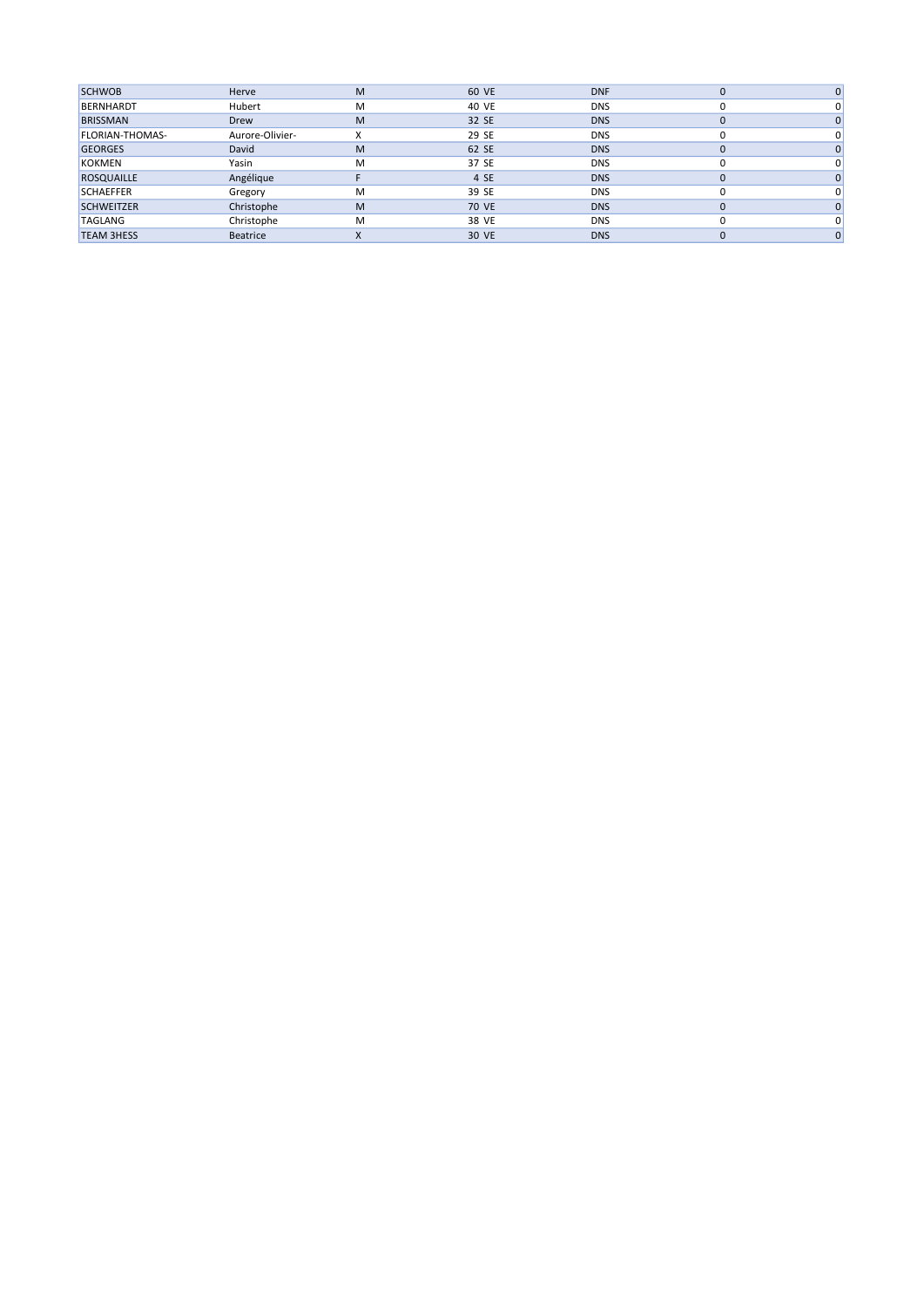| | | | | | | |
|---|---|---|---|---|---|---|
| SCHWOB | Herve | M | 60 VE | DNF | 0 | 0 |
| BERNHARDT | Hubert | M | 40 VE | DNS | 0 | 0 |
| BRISSMAN | Drew | M | 32 SE | DNS | 0 | 0 |
| FLORIAN-THOMAS- | Aurore-Olivier- | X | 29 SE | DNS | 0 | 0 |
| GEORGES | David | M | 62 SE | DNS | 0 | 0 |
| KOKMEN | Yasin | M | 37 SE | DNS | 0 | 0 |
| ROSQUAILLE | Angélique | F | 4 SE | DNS | 0 | 0 |
| SCHAEFFER | Gregory | M | 39 SE | DNS | 0 | 0 |
| SCHWEITZER | Christophe | M | 70 VE | DNS | 0 | 0 |
| TAGLANG | Christophe | M | 38 VE | DNS | 0 | 0 |
| TEAM 3HESS | Beatrice | X | 30 VE | DNS | 0 | 0 |